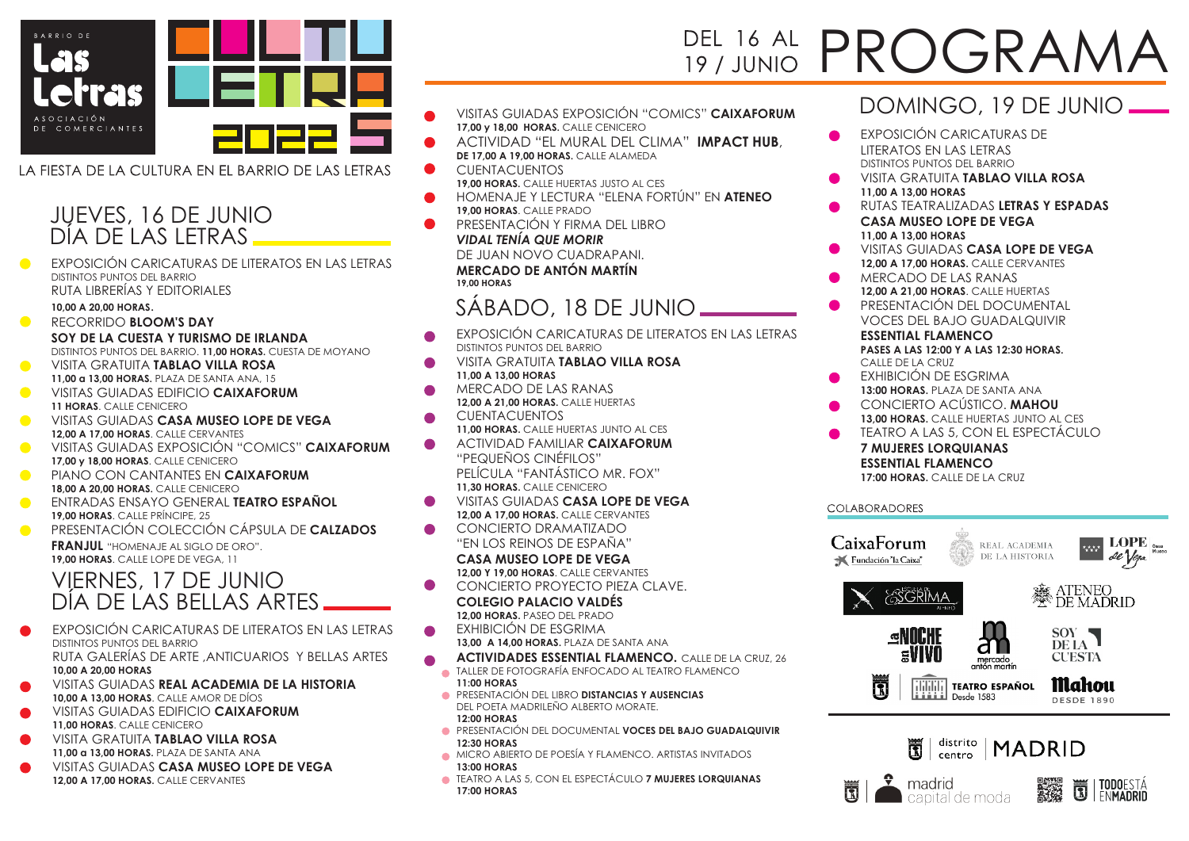BARRIO DE **Las Letras** ASOCIACIÓN DE COMERCIANTES

CULTU LETRAS 2022

LA FIESTA DE LA CULTURA EN EL BARRIO DE LAS LETRAS

# DEL 16 AL 19 / JUNIO PROGRAMA

## JUEVES, 16 DE JUNIO DÍA DE LAS LETRAS

- EXPOSICIÓN CARICATURAS DE LITERATOS EN LAS LETRAS
  DISTINTOS PUNTOS DEL BARRIO
  RUTA LIBRERÍAS Y EDITORIALES
  **10,00 A 20,00 HORAS.**
- RECORRIDO **BLOOM'S DAY**
  **SOY DE LA CUESTA Y TURISMO DE IRLANDA**
  DISTINTOS PUNTOS DEL BARRIO. **11,00 HORAS.** CUESTA DE MOYANO
- VISITA GRATUITA **TABLAO VILLA ROSA**
  **11,00 a 13,00 HORAS.** PLAZA DE SANTA ANA, 15
- VISITAS GUIADAS EDIFICIO **CAIXAFORUM**
  **11 HORAS.** CALLE CENICERO
- VISITAS GUIADAS **CASA MUSEO LOPE DE VEGA**
  **12,00 A 17,00 HORAS**. CALLE CERVANTES
- VISITAS GUIADAS EXPOSICIÓN "COMICS" **CAIXAFORUM**
  **17,00 y 18,00 HORAS**. CALLE CENICERO
- PIANO CON CANTANTES EN **CAIXAFORUM**
  **18,00 A 20,00 HORAS**. CALLE CENICERO
- ENTRADAS ENSAYO GENERAL **TEATRO ESPAÑOL**
  **19,00 HORAS**. CALLE PRÍNCIPE, 25
- PRESENTACIÓN COLECCIÓN CÁPSULA DE **CALZADOS FRANJUL** "HOMENAJE AL SIGLO DE ORO".
  **19,00 HORAS**. CALLE LOPE DE VEGA, 11

## VIERNES, 17 DE JUNIO DÍA DE LAS BELLAS ARTES

- EXPOSICIÓN CARICATURAS DE LITERATOS EN LAS LETRAS
  DISTINTOS PUNTOS DEL BARRIO
  RUTA GALERÍAS DE ARTE ,ANTICUARIOS Y BELLAS ARTES
  **10,00 A 20,00 HORAS**
- VISITAS GUIADAS **REAL ACADEMIA DE LA HISTORIA**
  **10,00 A 13,00 HORAS**. CALLE AMOR DE DÍOS
- VISITAS GUIADAS EDIFICIO **CAIXAFORUM**
  **11,00 HORAS**. CALLE CENICERO
- VISITA GRATUITA **TABLAO VILLA ROSA**
  **11,00 a 13,00 HORAS.** PLAZA DE SANTA ANA
- VISITAS GUIADAS **CASA MUSEO LOPE DE VEGA**
  **12,00 A 17,00 HORAS.** CALLE CERVANTES
- VISITAS GUIADAS EXPOSICIÓN "COMICS" **CAIXAFORUM**
  **17,00 y 18,00 HORAS.** CALLE CENICERO
- ACTIVIDAD "EL MURAL DEL CLIMA" **IMPACT HUB**,
  **DE 17,00 A 19,00 HORAS.** CALLE ALAMEDA
- CUENTACUENTOS
  **19,00 HORAS.** CALLE HUERTAS JUSTO AL CES
- HOMENAJE Y LECTURA "ELENA FORTÚN" EN **ATENEO**
  **19,00 HORAS**. CALLE PRADO
- PRESENTACIÓN Y FIRMA DEL LIBRO
  ***VIDAL TENÍA QUE MORIR***
  DE JUAN NOVO CUADRAPANI.
  **MERCADO DE ANTÓN MARTÍN**
  **19,00 HORAS**

## SÁBADO, 18 DE JUNIO

- EXPOSICIÓN CARICATURAS DE LITERATOS EN LAS LETRAS
  DISTINTOS PUNTOS DEL BARRIO
- VISITA GRATUITA **TABLAO VILLA ROSA**
  **11,00 A 13,00 HORAS**
- MERCADO DE LAS RANAS
  **12,00 A 21,00 HORAS.** CALLE HUERTAS
- CUENTACUENTOS
  **11,00 HORAS.** CALLE HUERTAS JUNTO AL CES
- ACTIVIDAD FAMILIAR **CAIXAFORUM**
  "PEQUEÑOS CINÉFILOS"
  PELÍCULA "FANTÁSTICO MR. FOX"
  **11,30 HORAS.** CALLE CENICERO
- VISITAS GUIADAS **CASA LOPE DE VEGA**
  **12,00 A 17,00 HORAS.** CALLE CERVANTES
- CONCIERTO DRAMATIZADO
  "EN LOS REINOS DE ESPAÑA"
  **CASA MUSEO LOPE DE VEGA**
  **12,00 Y 19,00 HORAS.** CALLE CERVANTES
- CONCIERTO PROYECTO PIEZA CLAVE.
  **COLEGIO PALACIO VALDÉS**
  **12,00 HORAS.** PASEO DEL PRADO
- EXHIBICIÓN DE ESGRIMA
  **13,00 A 14,00 HORAS.** PLAZA DE SANTA ANA
- **ACTIVIDADES ESSENTIAL FLAMENCO.** CALLE DE LA CRUZ, 26
  - TALLER DE FOTOGRAFÍA ENFOCADO AL TEATRO FLAMENCO
    **11:00 HORAS**
  - PRESENTACIÓN DEL LIBRO **DISTANCIAS Y AUSENCIAS**
    DEL POETA MADRILEÑO ALBERTO MORATE.
    **12:00 HORAS**
  - PRESENTACIÓN DEL DOCUMENTAL **VOCES DEL BAJO GUADALQUIVIR**
    **12:30 HORAS**
  - MICRO ABIERTO DE POESÍA Y FLAMENCO. ARTISTAS INVITADOS
    **13:00 HORAS**
  - TEATRO A LAS 5, CON EL ESPECTÁCULO **7 MUJERES LORQUIANAS**
    **17:00 HORAS**

## DOMINGO, 19 DE JUNIO

- EXPOSICIÓN CARICATURAS DE LITERATOS EN LAS LETRAS
  DISTINTOS PUNTOS DEL BARRIO
- VISITA GRATUITA **TABLAO VILLA ROSA**
  **11,00 A 13,00 HORAS**
- RUTAS TEATRALIZADAS **LETRAS Y ESPADAS**
  **CASA MUSEO LOPE DE VEGA**
  **11,00 A 13,00 HORAS**
- VISITAS GUIADAS **CASA LOPE DE VEGA**
  **12,00 A 17,00 HORAS.** CALLE CERVANTES
- MERCADO DE LAS RANAS
  **12,00 A 21,00 HORAS.** CALLE HUERTAS
- PRESENTACIÓN DEL DOCUMENTAL
  VOCES DEL BAJO GUADALQUIVIR
  **ESSENTIAL FLAMENCO**
  **PASES A LAS 12:00 Y A LAS 12:30 HORAS.**
  CALLE DE LA CRUZ
- EXHIBICIÓN DE ESGRIMA
  **13:00 HORAS.** PLAZA DE SANTA ANA
- CONCIERTO ACÚSTICO. **MAHOU**
  **13,00 HORAS.** CALLE HUERTAS JUNTO AL CES
- TEATRO A LAS 5, CON EL ESPECTÁCULO
  **7 MUJERES LORQUIANAS**
  **ESSENTIAL FLAMENCO**
  **17:00 HORAS.** CALLE DE LA CRUZ

### COLABORADORES

CaixaForum Fundación "la Caixa" · REAL ACADEMIA DE LA HISTORIA · LOPE de Vega Casa Museo · Escuela de ESGRIMA · ATENEO DE MADRID · la NOCHE en VIVO · mercado antón martín · SOY DE LA CUESTA · TEATRO ESPAÑOL Desde 1583 · Mahou DESDE 1890

distrito centro | MADRID

madrid capital de moda · TODO ESTÁ EN MADRID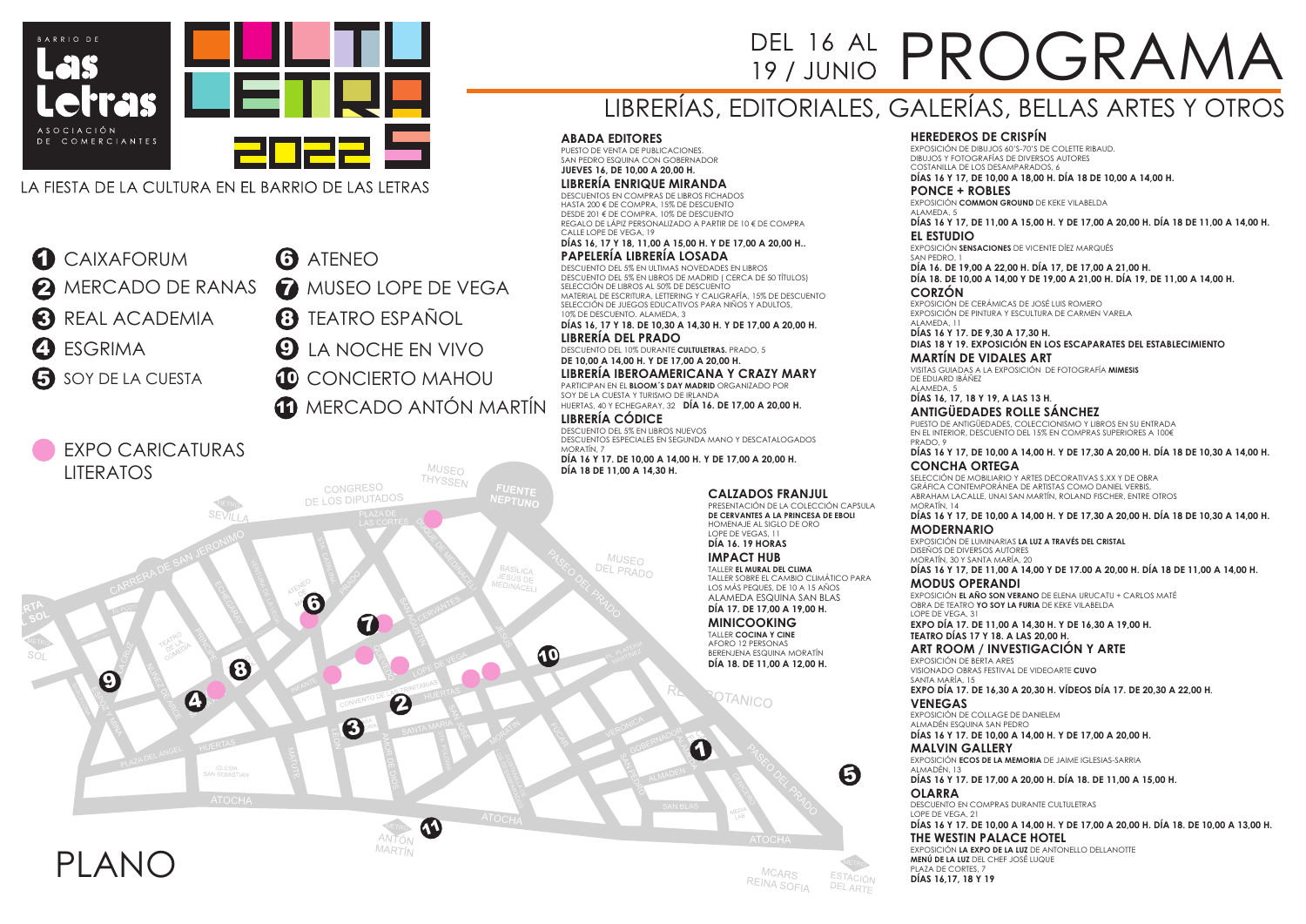BARRIO DE **Las Letras** ASOCIACIÓN DE COMERCIANTES

CULTULETRAS 2022

LA FIESTA DE LA CULTURA EN EL BARRIO DE LAS LETRAS

1. CAIXAFORUM
2. MERCADO DE RANAS
3. REAL ACADEMIA
4. ESGRIMA
5. SOY DE LA CUESTA
6. ATENEO
7. MUSEO LOPE DE VEGA
8. TEATRO ESPAÑOL
9. LA NOCHE EN VIVO
10. CONCIERTO MAHOU
11. MERCADO ANTÓN MARTÍN

EXPO CARICATURAS LITERATOS

PLANO

# DEL 16 AL 19 / JUNIO PROGRAMA

## LIBRERÍAS, EDITORIALES, GALERÍAS, BELLAS ARTES Y OTROS

### ABADA EDITORES
PUESTO DE VENTA DE PUBLICACIONES.
SAN PEDRO ESQUINA CON GOBERNADOR
**JUEVES 16, DE 10,00 A 20,00 H.**

### LIBRERÍA ENRIQUE MIRANDA
DESCUENTOS EN COMPRAS DE LIBROS FICHADOS
HASTA 200 € DE COMPRA, 15% DE DESCUENTO
DESDE 201 € DE COMPRA, 10% DE DESCUENTO
REGALO DE LÁPIZ PERSONALIZADO A PARTIR DE 10 € DE COMPRA
CALLE LOPE DE VEGA, 19
**DÍAS 16, 17 Y 18, 11,00 A 15,00 H. Y DE 17,00 A 20,00 H..**

### PAPELERÍA LIBRERÍA LOSADA
DESCUENTO DEL 5% EN ÚLTIMAS NOVEDADES EN LIBROS
DESCUENTO DEL 5% EN LIBROS DE MADRID ( CERCA DE 50 TÍTULOS)
SELECCIÓN DE LIBROS AL 50% DE DESCUENTO
MATERIAL DE ESCRITURA, LETTERING Y CALIGRAFÍA, 15% DE DESCUENTO
SELECCIÓN DE JUEGOS EDUCATIVOS PARA NIÑOS Y ADULTOS,
10% DE DESCUENTO. ALAMEDA, 3
**DÍAS 16, 17 Y 18. DE 10,30 A 14,30 H. Y DE 17,00 A 20,00 H.**

### LIBRERÍA DEL PRADO
DESCUENTO DEL 10% DURANTE **CULTULETRAS**. PRADO, 5
**DE 10,00 A 14,00 H. Y DE 17,00 A 20,00 H.**

### LIBRERÍA IBEROAMERICANA Y CRAZY MARY
PARTICIPAN EN EL **BLOOM´S DAY MADRID** ORGANIZADO POR
SOY DE LA CUESTA Y TURISMO DE IRLANDA
HUERTAS, 40 Y ECHEGARAY, 32 **DÍA 16. DE 17,00 A 20,00 H.**

### LIBRERÍA CÓDICE
DESCUENTO DEL 5% EN LIBROS NUEVOS
DESCUENTOS ESPECIALES EN SEGUNDA MANO Y DESCATALOGADOS
MORATÍN, 7
**DÍA 16 Y 17. DE 10,00 A 14,00 H. Y DE 17,00 A 20,00 H.**
**DÍA 18 DE 11,00 A 14,30 H.**

### CALZADOS FRANJUL
PRESENTACIÓN DE LA COLECCIÓN CAPSULA
**DE CERVANTES A LA PRINCESA DE EBOLI**
HOMENAJE AL SIGLO DE ORO
LOPE DE VEGAS, 11
**DÍA 16. 19 HORAS**

### IMPACT HUB
TALLER **EL MURAL DEL CLIMA**
TALLER SOBRE EL CAMBIO CLIMÁTICO PARA
LOS MÁS PEQUES, DE 10 A 15 AÑOS
ALAMEDA ESQUINA SAN BLAS
**DÍA 17. DE 17,00 A 19,00 H.**

### MINICOOKING
TALLER **COCINA Y CINE**
AFORO 12 PERSONAS
BERENJENA ESQUINA MORATÍN
**DÍA 18. DE 11,00 A 12,00 H.**

### HEREDEROS DE CRISPÍN
EXPOSICIÓN DE DIBUJOS 60'S-70'S DE COLETTE RIBAUD.
DIBUJOS Y FOTOGRAFÍAS DE DIVERSOS AUTORES
COSTANILLA DE LOS DESAMPARADOS, 6
**DÍAS 16 Y 17, DE 10,00 A 18,00 H. DÍA 18 DE 10,00 A 14,00 H.**

### PONCE + ROBLES
EXPOSICIÓN **COMMON GROUND** DE KEKE VILABELDA
ALAMEDA, 5
**DÍAS 16 Y 17, DE 11,00 A 15,00 H. Y DE 17,00 A 20,00 H. DÍA 18 DE 11,00 A 14,00 H.**

### EL ESTUDIO
EXPOSICIÓN **SENSACIONES** DE VICENTE DÍEZ MARQUÉS
SAN PEDRO, 1
**DÍA 16. DE 19,00 A 22,00 H. DÍA 17, DE 17,00 A 21,00 H.**
**DÍA 18. DE 10,00 A 14,00 Y DE 19,00 A 21,00 H. DÍA 19, DE 11,00 A 14,00 H.**

### CORZÓN
EXPOSICIÓN DE CERÁMICAS DE JOSÉ LUIS ROMERO
EXPOSICIÓN DE PINTURA Y ESCULTURA DE CARMEN VARELA
ALAMEDA, 11
**DÍAS 16 Y 17. DE 9,30 A 17,30 H.**
**DÍAS 18 Y 19. EXPOSICIÓN EN LOS ESCAPARATES DEL ESTABLECIMIENTO**

### MARTÍN DE VIDALES ART
VISITAS GUIADAS A LA EXPOSICIÓN DE FOTOGRAFÍA **MIMESIS**
DE EDUARD IBÁÑEZ
ALAMEDA, 5
**DÍAS 16, 17, 18 Y 19, A LAS 13 H.**

### ANTIGÜEDADES ROLLE SÁNCHEZ
PUESTO DE ANTIGÜEDADES, COLECCIONISMO Y LIBROS EN SU ENTRADA
EN EL INTERIOR, DESCUENTO DEL 15% EN COMPRAS SUPERIORES A 100€
PRADO, 9
**DÍAS 16 Y 17, DE 10,00 A 14,00 H. Y DE 17,30 A 20,00 H. DÍA 18 DE 10,30 A 14,00 H.**

### CONCHA ORTEGA
SELECCIÓN DE MOBILIARIO Y ARTES DECORATIVAS S.XX Y DE OBRA
GRÁFICA CONTEMPORÁNEA DE ARTISTAS COMO DANIEL VERBIS,
ABRAHAM LACALLE, UNAI SAN MARTÍN, ROLAND FISCHER, ENTRE OTROS
MORATÍN, 14
**DÍAS 16 Y 17, DE 10,00 A 14,00 H. Y DE 17,30 A 20,00 H. DÍA 18 DE 10,30 A 14,00 H.**

### MODERNARIO
EXPOSICIÓN DE LUMINARIAS **LA LUZ A TRAVÉS DEL CRISTAL**
DISEÑOS DE DIVERSOS AUTORES
MORATÍN, 30 Y SANTA MARÍA, 20
**DÍAS 16 Y 17, DE 11,00 A 14,00 H. Y DE 17.00 A 20,00 H. DÍA 18 DE 11,00 A 14,00 H.**

### MODUS OPERANDI
EXPOSICIÓN **EL AÑO SON VERANO** DE ELENA URUCATU + CARLOS MATÉ
OBRA DE TEATRO **YO SOY LA FURIA** DE KEKE VILABELDA
LOPE DE VEGA, 31
**EXPO DÍA 17. DE 11,00 A 14,30 H. Y DE 16,30 A 19,00 H.**
**TEATRO DÍAS 17 Y 18. A LAS 20,00 H.**

### ART ROOM / INVESTIGACIÓN Y ARTE
EXPOSICIÓN DE BERTA ARES
VISIONADO OBRAS FESTIVAL DE VIDEOARTE **CUVO**
SANTA MARÍA, 15
**EXPO DÍA 17. DE 16,30 A 20,30 H. VÍDEOS DÍA 17. DE 20,30 A 22,00 H.**

### VENEGAS
EXPOSICIÓN DE COLLAGE DE DANIELEM
ALMADÉN ESQUINA SAN PEDRO
**DÍAS 16 Y 17. DE 10,00 A 14,00 H. Y DE 17,00 A 20,00 H.**

### MALVIN GALLERY
EXPOSICIÓN **ECOS DE LA MEMORIA** DE JAIME IGLESIAS-SARRIA
ALMADÉN, 13
**DÍAS 16 Y 17. DE 17,00 A 20,00 H. DÍA 18. DE 11,00 A 15,00 H.**

### OLARRA
DESCUENTO EN COMPRAS DURANTE CULTULETRAS
LOPE DE VEGA, 21
**DÍAS 16 Y 17. DE 10,00 A 14,00 H. Y DE 17,00 A 20,00 H. DÍA 18. DE 10,00 A 13,00 H.**

### THE WESTIN PALACE HOTEL
EXPOSICIÓN **LA EXPO DE LA LUZ** DE ANTONELLO DELLANOTTE
**MENÚ DE LA LUZ** DEL CHEF JOSÉ LUQUE
PLAZA DE CORTES, 7
**DÍAS 16,17, 18 Y 19**